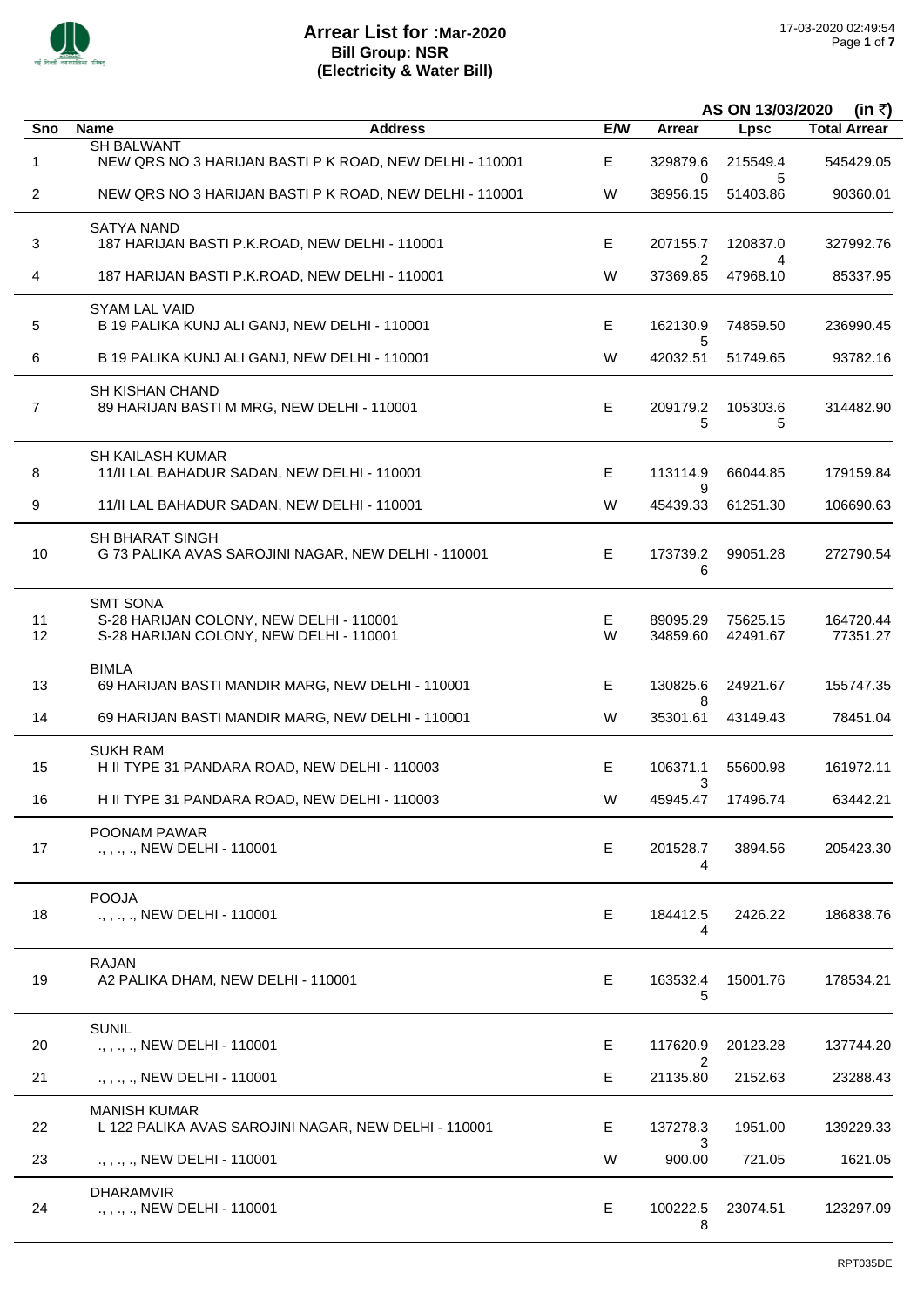# Arrear List for :Mar-2020
## Bill Group: NSR
## (Electricity & Water Bill)

17-03-2020 02:49:54

AS ON 13/03/2020 (in ₹)

| Sno | Name / Address | E/W | Arrear | Lpsc | Total Arrear |
|---|---|---|---|---|---|
| | SH BALWANT | | | | |
| 1 | NEW QRS NO 3 HARIJAN BASTI P K ROAD, NEW DELHI - 110001 | E | 329879.60 | 215549.45 | 545429.05 |
| 2 | NEW QRS NO 3 HARIJAN BASTI P K ROAD, NEW DELHI - 110001 | W | 38956.15 | 51403.86 | 90360.01 |
| | SATYA NAND | | | | |
| 3 | 187 HARIJAN BASTI P.K.ROAD, NEW DELHI - 110001 | E | 207155.72 | 120837.04 | 327992.76 |
| 4 | 187 HARIJAN BASTI P.K.ROAD, NEW DELHI - 110001 | W | 37369.85 | 47968.10 | 85337.95 |
| | SYAM LAL VAID | | | | |
| 5 | B 19 PALIKA KUNJ ALI GANJ, NEW DELHI - 110001 | E | 162130.95 | 74859.50 | 236990.45 |
| 6 | B 19 PALIKA KUNJ ALI GANJ, NEW DELHI - 110001 | W | 42032.51 | 51749.65 | 93782.16 |
| | SH KISHAN CHAND | | | | |
| 7 | 89 HARIJAN BASTI M MRG, NEW DELHI - 110001 | E | 209179.25 | 105303.65 | 314482.90 |
| | SH KAILASH KUMAR | | | | |
| 8 | 11/II LAL BAHADUR SADAN, NEW DELHI - 110001 | E | 113114.99 | 66044.85 | 179159.84 |
| 9 | 11/II LAL BAHADUR SADAN, NEW DELHI - 110001 | W | 45439.33 | 61251.30 | 106690.63 |
| | SH BHARAT SINGH | | | | |
| 10 | G 73 PALIKA AVAS SAROJINI NAGAR, NEW DELHI - 110001 | E | 173739.26 | 99051.28 | 272790.54 |
| | SMT SONA | | | | |
| 11 | S-28 HARIJAN COLONY, NEW DELHI - 110001 | E | 89095.29 | 75625.15 | 164720.44 |
| 12 | S-28 HARIJAN COLONY, NEW DELHI - 110001 | W | 34859.60 | 42491.67 | 77351.27 |
| | BIMLA | | | | |
| 13 | 69 HARIJAN BASTI MANDIR MARG, NEW DELHI - 110001 | E | 130825.68 | 24921.67 | 155747.35 |
| 14 | 69 HARIJAN BASTI MANDIR MARG, NEW DELHI - 110001 | W | 35301.61 | 43149.43 | 78451.04 |
| | SUKH RAM | | | | |
| 15 | H II TYPE 31 PANDARA ROAD, NEW DELHI - 110003 | E | 106371.13 | 55600.98 | 161972.11 |
| 16 | H II TYPE 31 PANDARA ROAD, NEW DELHI - 110003 | W | 45945.47 | 17496.74 | 63442.21 |
| | POONAM PAWAR | | | | |
| 17 | ., , ., ., NEW DELHI - 110001 | E | 201528.74 | 3894.56 | 205423.30 |
| | POOJA | | | | |
| 18 | ., , ., ., NEW DELHI - 110001 | E | 184412.54 | 2426.22 | 186838.76 |
| | RAJAN | | | | |
| 19 | A2 PALIKA DHAM, NEW DELHI - 110001 | E | 163532.45 | 15001.76 | 178534.21 |
| | SUNIL | | | | |
| 20 | ., , ., ., NEW DELHI - 110001 | E | 117620.92 | 20123.28 | 137744.20 |
| 21 | ., , ., ., NEW DELHI - 110001 | E | 21135.80 | 2152.63 | 23288.43 |
| | MANISH KUMAR | | | | |
| 22 | L 122 PALIKA AVAS SAROJINI NAGAR, NEW DELHI - 110001 | E | 137278.33 | 1951.00 | 139229.33 |
| 23 | ., , ., ., NEW DELHI - 110001 | W | 900.00 | 721.05 | 1621.05 |
| | DHARAMVIR | | | | |
| 24 | ., , ., ., NEW DELHI - 110001 | E | 100222.58 | 23074.51 | 123297.09 |

RPT035DE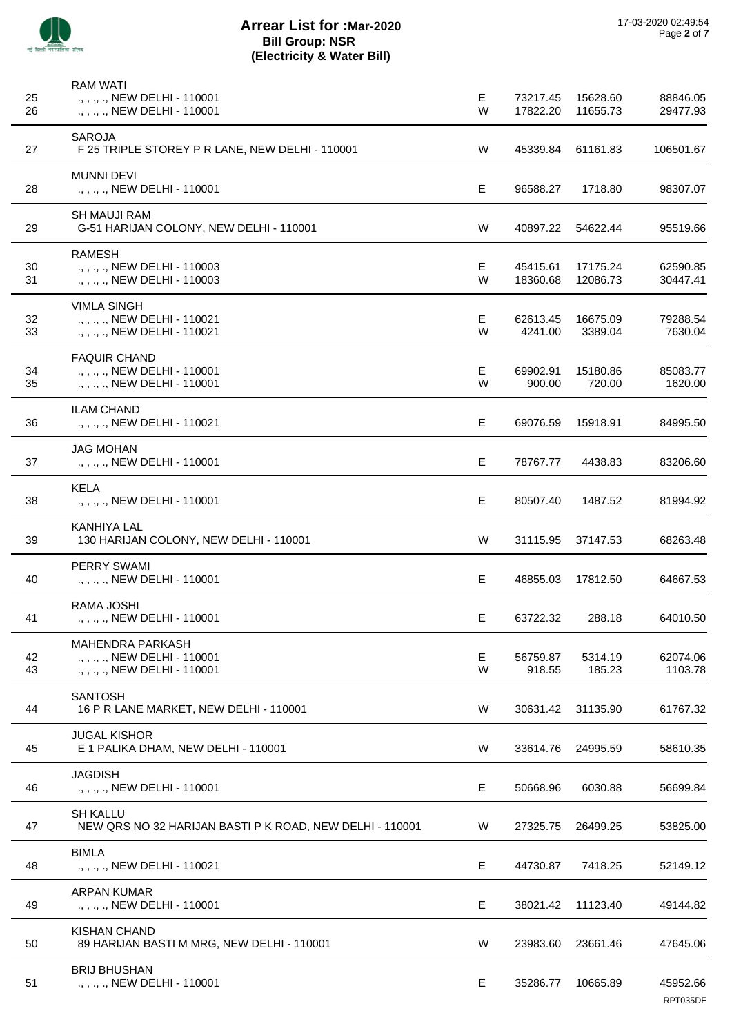# Arrear List for :Mar-2020
## Bill Group: NSR
## (Electricity & Water Bill)

17-03-2020 02:49:54

| No. | Name / Address | Type | | | |
|---|---|---|---|---|---|
| | RAM WATI | | | | |
| 25 | ., , ., ., NEW DELHI - 110001 | E | 73217.45 | 15628.60 | 88846.05 |
| 26 | ., , ., ., NEW DELHI - 110001 | W | 17822.20 | 11655.73 | 29477.93 |
| | SAROJA | | | | |
| 27 | F 25 TRIPLE STOREY P R LANE, NEW DELHI - 110001 | W | 45339.84 | 61161.83 | 106501.67 |
| | MUNNI DEVI | | | | |
| 28 | ., , ., ., NEW DELHI - 110001 | E | 96588.27 | 1718.80 | 98307.07 |
| | SH MAUJI RAM | | | | |
| 29 | G-51 HARIJAN COLONY, NEW DELHI - 110001 | W | 40897.22 | 54622.44 | 95519.66 |
| | RAMESH | | | | |
| 30 | ., , ., ., NEW DELHI - 110003 | E | 45415.61 | 17175.24 | 62590.85 |
| 31 | ., , ., ., NEW DELHI - 110003 | W | 18360.68 | 12086.73 | 30447.41 |
| | VIMLA SINGH | | | | |
| 32 | ., , ., ., NEW DELHI - 110021 | E | 62613.45 | 16675.09 | 79288.54 |
| 33 | ., , ., ., NEW DELHI - 110021 | W | 4241.00 | 3389.04 | 7630.04 |
| | FAQUIR CHAND | | | | |
| 34 | ., , ., ., NEW DELHI - 110001 | E | 69902.91 | 15180.86 | 85083.77 |
| 35 | ., , ., ., NEW DELHI - 110001 | W | 900.00 | 720.00 | 1620.00 |
| | ILAM CHAND | | | | |
| 36 | ., , ., ., NEW DELHI - 110021 | E | 69076.59 | 15918.91 | 84995.50 |
| | JAG MOHAN | | | | |
| 37 | ., , ., ., NEW DELHI - 110001 | E | 78767.77 | 4438.83 | 83206.60 |
| | KELA | | | | |
| 38 | ., , ., ., NEW DELHI - 110001 | E | 80507.40 | 1487.52 | 81994.92 |
| | KANHIYA LAL | | | | |
| 39 | 130 HARIJAN COLONY, NEW DELHI - 110001 | W | 31115.95 | 37147.53 | 68263.48 |
| | PERRY SWAMI | | | | |
| 40 | ., , ., ., NEW DELHI - 110001 | E | 46855.03 | 17812.50 | 64667.53 |
| | RAMA JOSHI | | | | |
| 41 | ., , ., ., NEW DELHI - 110001 | E | 63722.32 | 288.18 | 64010.50 |
| | MAHENDRA PARKASH | | | | |
| 42 | ., , ., ., NEW DELHI - 110001 | E | 56759.87 | 5314.19 | 62074.06 |
| 43 | ., , ., ., NEW DELHI - 110001 | W | 918.55 | 185.23 | 1103.78 |
| | SANTOSH | | | | |
| 44 | 16 P R LANE MARKET, NEW DELHI - 110001 | W | 30631.42 | 31135.90 | 61767.32 |
| | JUGAL KISHOR | | | | |
| 45 | E 1 PALIKA DHAM, NEW DELHI - 110001 | W | 33614.76 | 24995.59 | 58610.35 |
| | JAGDISH | | | | |
| 46 | ., , ., ., NEW DELHI - 110001 | E | 50668.96 | 6030.88 | 56699.84 |
| | SH KALLU | | | | |
| 47 | NEW QRS NO 32 HARIJAN BASTI P K ROAD, NEW DELHI - 110001 | W | 27325.75 | 26499.25 | 53825.00 |
| | BIMLA | | | | |
| 48 | ., , ., ., NEW DELHI - 110021 | E | 44730.87 | 7418.25 | 52149.12 |
| | ARPAN KUMAR | | | | |
| 49 | ., , ., ., NEW DELHI - 110001 | E | 38021.42 | 11123.40 | 49144.82 |
| | KISHAN CHAND | | | | |
| 50 | 89 HARIJAN BASTI M MRG, NEW DELHI - 110001 | W | 23983.60 | 23661.46 | 47645.06 |
| | BRIJ BHUSHAN | | | | |
| 51 | ., , ., ., NEW DELHI - 110001 | E | 35286.77 | 10665.89 | 45952.66 |

RPT035DE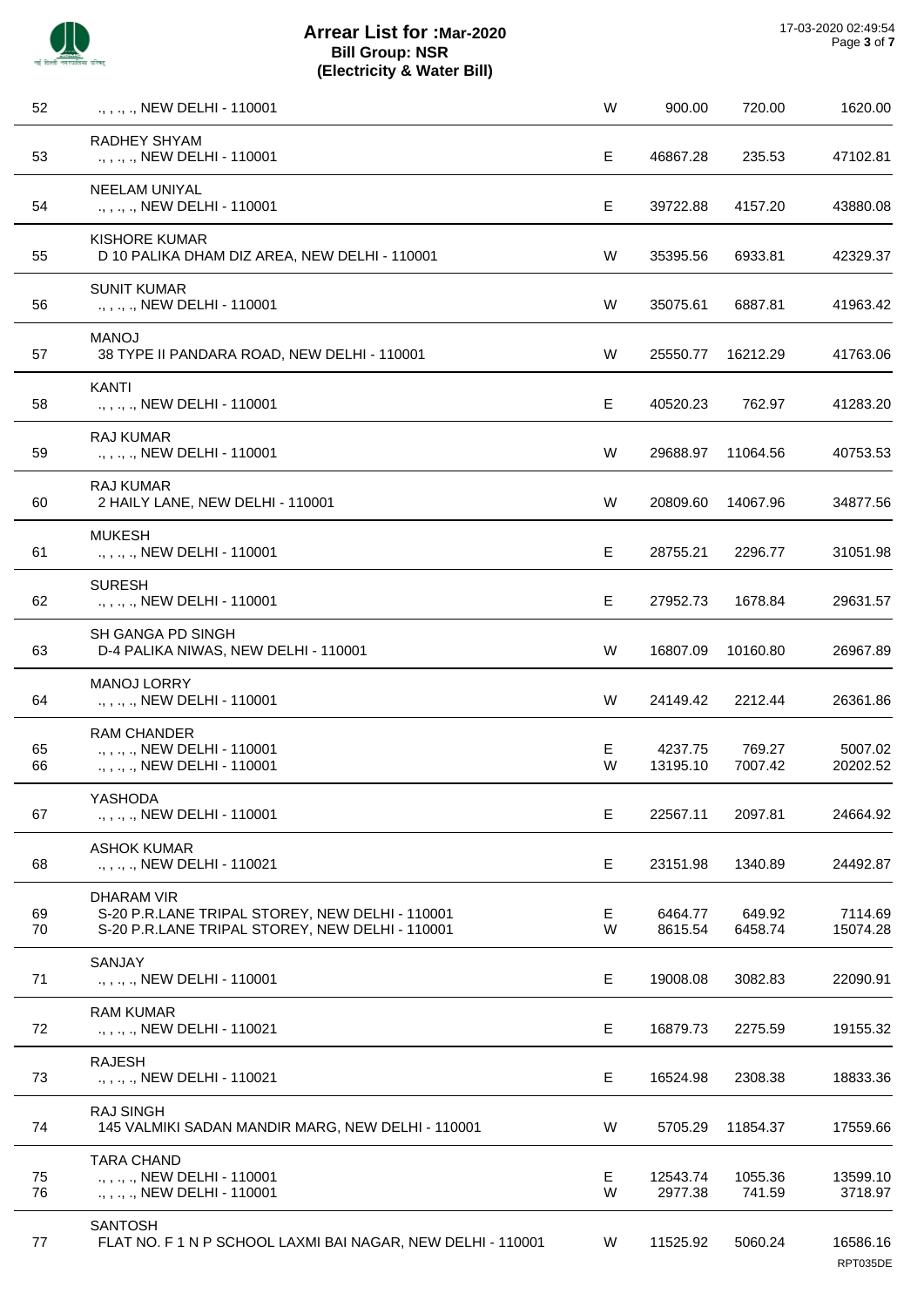# Arrear List for :Mar-2020
## Bill Group: NSR
## (Electricity & Water Bill)

| S.No. | Name / Address | Type | Amount | Surcharge | Total |
|---|---|---|---|---|---|
| 52 | ., , ., ., NEW DELHI - 110001 | W | 900.00 | 720.00 | 1620.00 |
| 53 | RADHEY SHYAM<br>., , ., ., NEW DELHI - 110001 | E | 46867.28 | 235.53 | 47102.81 |
| 54 | NEELAM UNIYAL<br>., , ., ., NEW DELHI - 110001 | E | 39722.88 | 4157.20 | 43880.08 |
| 55 | KISHORE KUMAR<br>D 10 PALIKA DHAM DIZ AREA, NEW DELHI - 110001 | W | 35395.56 | 6933.81 | 42329.37 |
| 56 | SUNIT KUMAR<br>., , ., ., NEW DELHI - 110001 | W | 35075.61 | 6887.81 | 41963.42 |
| 57 | MANOJ<br>38 TYPE II PANDARA ROAD, NEW DELHI - 110001 | W | 25550.77 | 16212.29 | 41763.06 |
| 58 | KANTI<br>., , ., ., NEW DELHI - 110001 | E | 40520.23 | 762.97 | 41283.20 |
| 59 | RAJ KUMAR<br>., , ., ., NEW DELHI - 110001 | W | 29688.97 | 11064.56 | 40753.53 |
| 60 | RAJ KUMAR<br>2 HAILY LANE, NEW DELHI - 110001 | W | 20809.60 | 14067.96 | 34877.56 |
| 61 | MUKESH<br>., , ., ., NEW DELHI - 110001 | E | 28755.21 | 2296.77 | 31051.98 |
| 62 | SURESH<br>., , ., ., NEW DELHI - 110001 | E | 27952.73 | 1678.84 | 29631.57 |
| 63 | SH GANGA PD SINGH<br>D-4 PALIKA NIWAS, NEW DELHI - 110001 | W | 16807.09 | 10160.80 | 26967.89 |
| 64 | MANOJ LORRY<br>., , ., ., NEW DELHI - 110001 | W | 24149.42 | 2212.44 | 26361.86 |
| 65 | RAM CHANDER<br>., , ., ., NEW DELHI - 110001 | E | 4237.75 | 769.27 | 5007.02 |
| 66 | ., , ., ., NEW DELHI - 110001 | W | 13195.10 | 7007.42 | 20202.52 |
| 67 | YASHODA<br>., , ., ., NEW DELHI - 110001 | E | 22567.11 | 2097.81 | 24664.92 |
| 68 | ASHOK KUMAR<br>., , ., ., NEW DELHI - 110021 | E | 23151.98 | 1340.89 | 24492.87 |
| 69 | DHARAM VIR<br>S-20 P.R.LANE TRIPAL STOREY, NEW DELHI - 110001 | E | 6464.77 | 649.92 | 7114.69 |
| 70 | S-20 P.R.LANE TRIPAL STOREY, NEW DELHI - 110001 | W | 8615.54 | 6458.74 | 15074.28 |
| 71 | SANJAY<br>., , ., ., NEW DELHI - 110001 | E | 19008.08 | 3082.83 | 22090.91 |
| 72 | RAM KUMAR<br>., , ., ., NEW DELHI - 110021 | E | 16879.73 | 2275.59 | 19155.32 |
| 73 | RAJESH<br>., , ., ., NEW DELHI - 110021 | E | 16524.98 | 2308.38 | 18833.36 |
| 74 | RAJ SINGH<br>145 VALMIKI SADAN MANDIR MARG, NEW DELHI - 110001 | W | 5705.29 | 11854.37 | 17559.66 |
| 75 | TARA CHAND<br>., , ., ., NEW DELHI - 110001 | E | 12543.74 | 1055.36 | 13599.10 |
| 76 | ., , ., ., NEW DELHI - 110001 | W | 2977.38 | 741.59 | 3718.97 |
| 77 | SANTOSH<br>FLAT NO. F 1 N P SCHOOL LAXMI BAI NAGAR, NEW DELHI - 110001 | W | 11525.92 | 5060.24 | 16586.16 |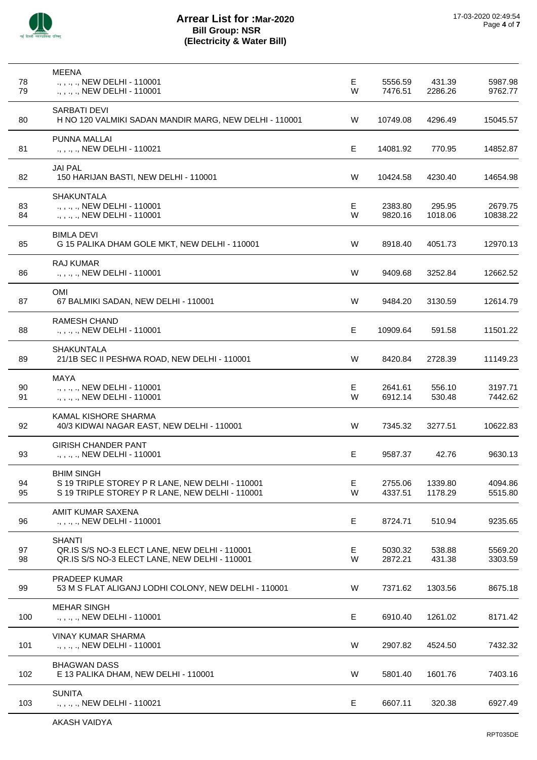# Arrear List for :Mar-2020
## Bill Group: NSR
## (Electricity & Water Bill)

| S.No. | Name / Address | Type | Amount 1 | Amount 2 | Total |
|---|---|---|---|---|---|
| | MEENA | | | | |
| 78 | ., , ., ., NEW DELHI - 110001 | E | 5556.59 | 431.39 | 5987.98 |
| 79 | ., , ., ., NEW DELHI - 110001 | W | 7476.51 | 2286.26 | 9762.77 |
| | SARBATI DEVI | | | | |
| 80 | H NO 120 VALMIKI SADAN MANDIR MARG, NEW DELHI - 110001 | W | 10749.08 | 4296.49 | 15045.57 |
| | PUNNA MALLAI | | | | |
| 81 | ., , ., ., NEW DELHI - 110021 | E | 14081.92 | 770.95 | 14852.87 |
| | JAI PAL | | | | |
| 82 | 150 HARIJAN BASTI, NEW DELHI - 110001 | W | 10424.58 | 4230.40 | 14654.98 |
| | SHAKUNTALA | | | | |
| 83 | ., , ., ., NEW DELHI - 110001 | E | 2383.80 | 295.95 | 2679.75 |
| 84 | ., , ., ., NEW DELHI - 110001 | W | 9820.16 | 1018.06 | 10838.22 |
| | BIMLA DEVI | | | | |
| 85 | G 15 PALIKA DHAM GOLE MKT, NEW DELHI - 110001 | W | 8918.40 | 4051.73 | 12970.13 |
| | RAJ KUMAR | | | | |
| 86 | ., , ., ., NEW DELHI - 110001 | W | 9409.68 | 3252.84 | 12662.52 |
| | OMI | | | | |
| 87 | 67 BALMIKI SADAN, NEW DELHI - 110001 | W | 9484.20 | 3130.59 | 12614.79 |
| | RAMESH CHAND | | | | |
| 88 | ., , ., ., NEW DELHI - 110001 | E | 10909.64 | 591.58 | 11501.22 |
| | SHAKUNTALA | | | | |
| 89 | 21/1B SEC II PESHWA ROAD, NEW DELHI - 110001 | W | 8420.84 | 2728.39 | 11149.23 |
| | MAYA | | | | |
| 90 | ., , ., ., NEW DELHI - 110001 | E | 2641.61 | 556.10 | 3197.71 |
| 91 | ., , ., ., NEW DELHI - 110001 | W | 6912.14 | 530.48 | 7442.62 |
| | KAMAL KISHORE SHARMA | | | | |
| 92 | 40/3 KIDWAI NAGAR EAST, NEW DELHI - 110001 | W | 7345.32 | 3277.51 | 10622.83 |
| | GIRISH CHANDER PANT | | | | |
| 93 | ., , ., ., NEW DELHI - 110001 | E | 9587.37 | 42.76 | 9630.13 |
| | BHIM SINGH | | | | |
| 94 | S 19 TRIPLE STOREY P R LANE, NEW DELHI - 110001 | E | 2755.06 | 1339.80 | 4094.86 |
| 95 | S 19 TRIPLE STOREY P R LANE, NEW DELHI - 110001 | W | 4337.51 | 1178.29 | 5515.80 |
| | AMIT KUMAR SAXENA | | | | |
| 96 | ., , ., ., NEW DELHI - 110001 | E | 8724.71 | 510.94 | 9235.65 |
| | SHANTI | | | | |
| 97 | QR.IS S/S NO-3 ELECT LANE, NEW DELHI - 110001 | E | 5030.32 | 538.88 | 5569.20 |
| 98 | QR.IS S/S NO-3 ELECT LANE, NEW DELHI - 110001 | W | 2872.21 | 431.38 | 3303.59 |
| | PRADEEP KUMAR | | | | |
| 99 | 53 M S FLAT ALIGANJ LODHI COLONY, NEW DELHI - 110001 | W | 7371.62 | 1303.56 | 8675.18 |
| | MEHAR SINGH | | | | |
| 100 | ., , ., ., NEW DELHI - 110001 | E | 6910.40 | 1261.02 | 8171.42 |
| | VINAY KUMAR SHARMA | | | | |
| 101 | ., , ., ., NEW DELHI - 110001 | W | 2907.82 | 4524.50 | 7432.32 |
| | BHAGWAN DASS | | | | |
| 102 | E 13 PALIKA DHAM, NEW DELHI - 110001 | W | 5801.40 | 1601.76 | 7403.16 |
| | SUNITA | | | | |
| 103 | ., , ., ., NEW DELHI - 110021 | E | 6607.11 | 320.38 | 6927.49 |
| | AKASH VAIDYA | | | | |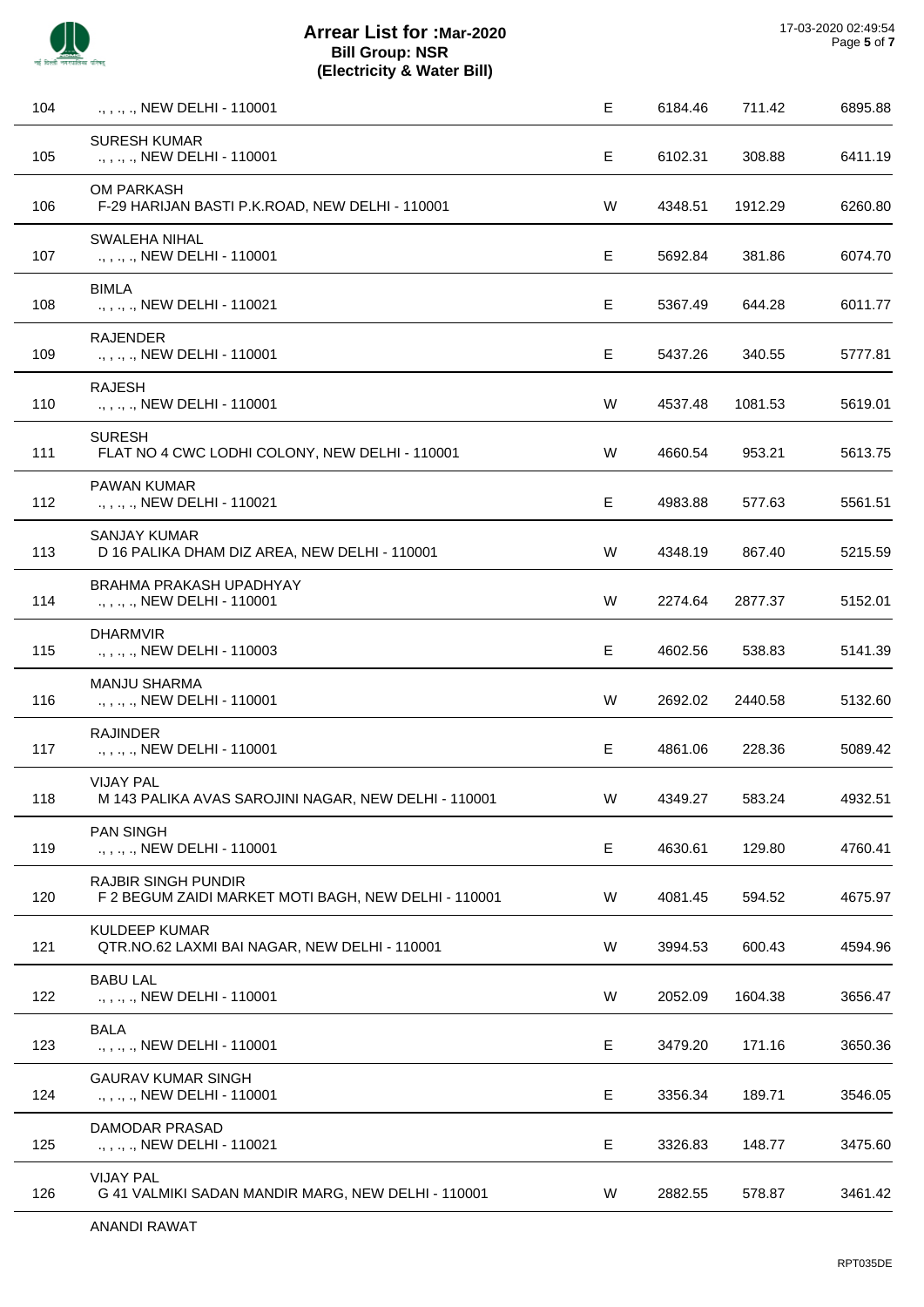# Arrear List for :Mar-2020

**Bill Group: NSR**

**(Electricity & Water Bill)**

| | | | | | |
|---|---|---|---|---|---|
| 104 | ., , ., ., NEW DELHI - 110001 | E | 6184.46 | 711.42 | 6895.88 |
| 105 | SURESH KUMAR<br>., , ., ., NEW DELHI - 110001 | E | 6102.31 | 308.88 | 6411.19 |
| 106 | OM PARKASH<br>F-29 HARIJAN BASTI P.K.ROAD, NEW DELHI - 110001 | W | 4348.51 | 1912.29 | 6260.80 |
| 107 | SWALEHA NIHAL<br>., , ., ., NEW DELHI - 110001 | E | 5692.84 | 381.86 | 6074.70 |
| 108 | BIMLA<br>., , ., ., NEW DELHI - 110021 | E | 5367.49 | 644.28 | 6011.77 |
| 109 | RAJENDER<br>., , ., ., NEW DELHI - 110001 | E | 5437.26 | 340.55 | 5777.81 |
| 110 | RAJESH<br>., , ., ., NEW DELHI - 110001 | W | 4537.48 | 1081.53 | 5619.01 |
| 111 | SURESH<br>FLAT NO 4 CWC LODHI COLONY, NEW DELHI - 110001 | W | 4660.54 | 953.21 | 5613.75 |
| 112 | PAWAN KUMAR<br>., , ., ., NEW DELHI - 110021 | E | 4983.88 | 577.63 | 5561.51 |
| 113 | SANJAY KUMAR<br>D 16 PALIKA DHAM DIZ AREA, NEW DELHI - 110001 | W | 4348.19 | 867.40 | 5215.59 |
| 114 | BRAHMA PRAKASH UPADHYAY<br>., , ., ., NEW DELHI - 110001 | W | 2274.64 | 2877.37 | 5152.01 |
| 115 | DHARMVIR<br>., , ., ., NEW DELHI - 110003 | E | 4602.56 | 538.83 | 5141.39 |
| 116 | MANJU SHARMA<br>., , ., ., NEW DELHI - 110001 | W | 2692.02 | 2440.58 | 5132.60 |
| 117 | RAJINDER<br>., , ., ., NEW DELHI - 110001 | E | 4861.06 | 228.36 | 5089.42 |
| 118 | VIJAY PAL<br>M 143 PALIKA AVAS SAROJINI NAGAR, NEW DELHI - 110001 | W | 4349.27 | 583.24 | 4932.51 |
| 119 | PAN SINGH<br>., , ., ., NEW DELHI - 110001 | E | 4630.61 | 129.80 | 4760.41 |
| 120 | RAJBIR SINGH PUNDIR<br>F 2 BEGUM ZAIDI MARKET MOTI BAGH, NEW DELHI - 110001 | W | 4081.45 | 594.52 | 4675.97 |
| 121 | KULDEEP KUMAR<br>QTR.NO.62 LAXMI BAI NAGAR, NEW DELHI - 110001 | W | 3994.53 | 600.43 | 4594.96 |
| 122 | BABU LAL<br>., , ., ., NEW DELHI - 110001 | W | 2052.09 | 1604.38 | 3656.47 |
| 123 | BALA<br>., , ., ., NEW DELHI - 110001 | E | 3479.20 | 171.16 | 3650.36 |
| 124 | GAURAV KUMAR SINGH<br>., , ., ., NEW DELHI - 110001 | E | 3356.34 | 189.71 | 3546.05 |
| 125 | DAMODAR PRASAD<br>., , ., ., NEW DELHI - 110021 | E | 3326.83 | 148.77 | 3475.60 |
| 126 | VIJAY PAL<br>G 41 VALMIKI SADAN MANDIR MARG, NEW DELHI - 110001 | W | 2882.55 | 578.87 | 3461.42 |

ANANDI RAWAT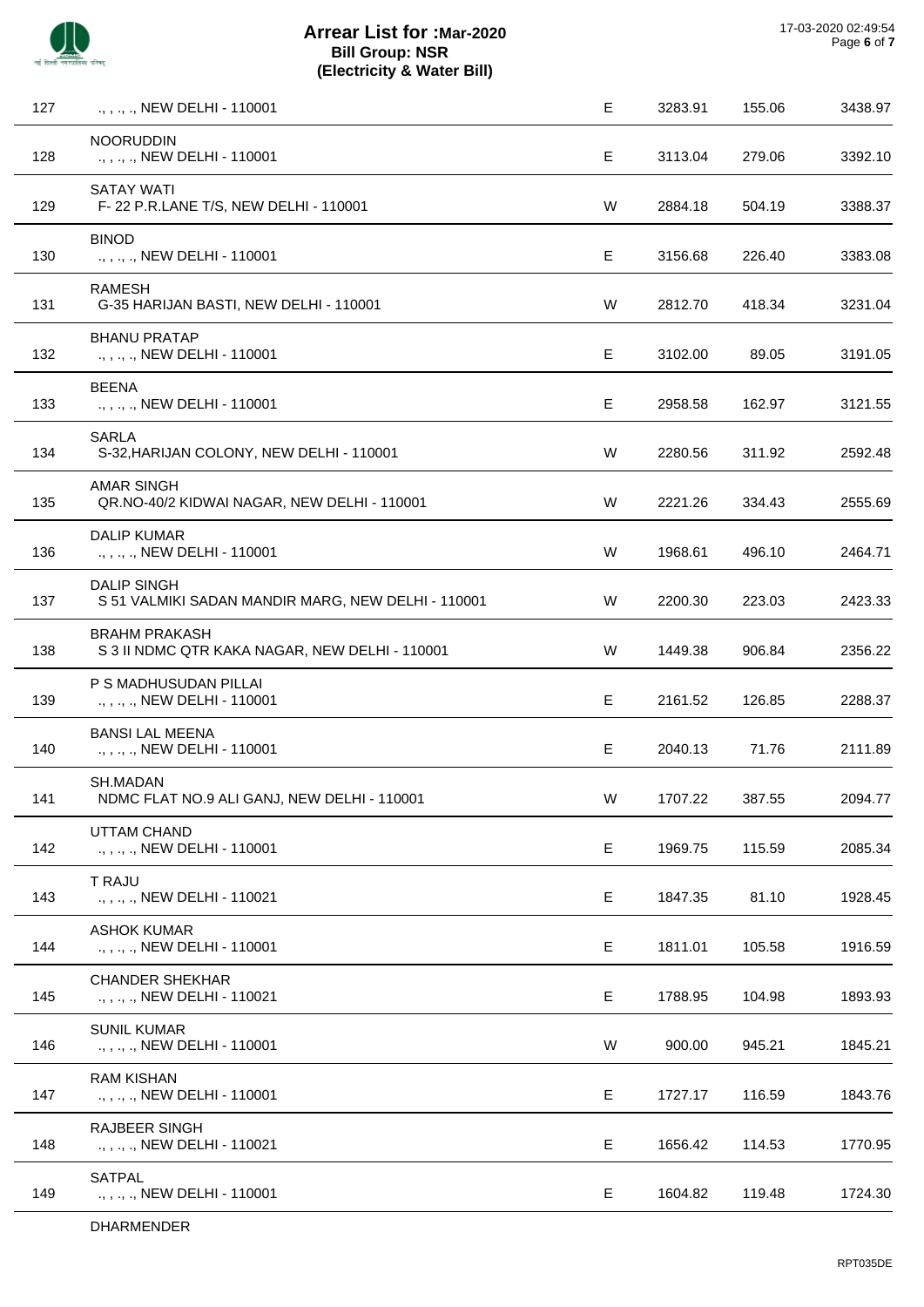# Arrear List for :Mar-2020
## Bill Group: NSR
## (Electricity & Water Bill)

17-03-2020 02:49:54

| | | | | | |
|---|---|---|---|---|---|
| 127 | ., , ., ., NEW DELHI - 110001 | E | 3283.91 | 155.06 | 3438.97 |
| 128 | NOORUDDIN<br>., , ., ., NEW DELHI - 110001 | E | 3113.04 | 279.06 | 3392.10 |
| 129 | SATAY WATI<br>F- 22 P.R.LANE T/S, NEW DELHI - 110001 | W | 2884.18 | 504.19 | 3388.37 |
| 130 | BINOD<br>., , ., ., NEW DELHI - 110001 | E | 3156.68 | 226.40 | 3383.08 |
| 131 | RAMESH<br>G-35 HARIJAN BASTI, NEW DELHI - 110001 | W | 2812.70 | 418.34 | 3231.04 |
| 132 | BHANU PRATAP<br>., , ., ., NEW DELHI - 110001 | E | 3102.00 | 89.05 | 3191.05 |
| 133 | BEENA<br>., , ., ., NEW DELHI - 110001 | E | 2958.58 | 162.97 | 3121.55 |
| 134 | SARLA<br>S-32,HARIJAN COLONY, NEW DELHI - 110001 | W | 2280.56 | 311.92 | 2592.48 |
| 135 | AMAR SINGH<br>QR.NO-40/2 KIDWAI NAGAR, NEW DELHI - 110001 | W | 2221.26 | 334.43 | 2555.69 |
| 136 | DALIP KUMAR<br>., , ., ., NEW DELHI - 110001 | W | 1968.61 | 496.10 | 2464.71 |
| 137 | DALIP SINGH<br>S 51 VALMIKI SADAN MANDIR MARG, NEW DELHI - 110001 | W | 2200.30 | 223.03 | 2423.33 |
| 138 | BRAHM PRAKASH<br>S 3 II NDMC QTR KAKA NAGAR, NEW DELHI - 110001 | W | 1449.38 | 906.84 | 2356.22 |
| 139 | P S MADHUSUDAN PILLAI<br>., , ., ., NEW DELHI - 110001 | E | 2161.52 | 126.85 | 2288.37 |
| 140 | BANSI LAL MEENA<br>., , ., ., NEW DELHI - 110001 | E | 2040.13 | 71.76 | 2111.89 |
| 141 | SH.MADAN<br>NDMC FLAT NO.9 ALI GANJ, NEW DELHI - 110001 | W | 1707.22 | 387.55 | 2094.77 |
| 142 | UTTAM CHAND<br>., , ., ., NEW DELHI - 110001 | E | 1969.75 | 115.59 | 2085.34 |
| 143 | T RAJU<br>., , ., ., NEW DELHI - 110021 | E | 1847.35 | 81.10 | 1928.45 |
| 144 | ASHOK KUMAR<br>., , ., ., NEW DELHI - 110001 | E | 1811.01 | 105.58 | 1916.59 |
| 145 | CHANDER SHEKHAR<br>., , ., ., NEW DELHI - 110021 | E | 1788.95 | 104.98 | 1893.93 |
| 146 | SUNIL KUMAR<br>., , ., ., NEW DELHI - 110001 | W | 900.00 | 945.21 | 1845.21 |
| 147 | RAM KISHAN<br>., , ., ., NEW DELHI - 110001 | E | 1727.17 | 116.59 | 1843.76 |
| 148 | RAJBEER SINGH<br>., , ., ., NEW DELHI - 110021 | E | 1656.42 | 114.53 | 1770.95 |
| 149 | SATPAL<br>., , ., ., NEW DELHI - 110001 | E | 1604.82 | 119.48 | 1724.30 |
| | DHARMENDER | | | | |

RPT035DE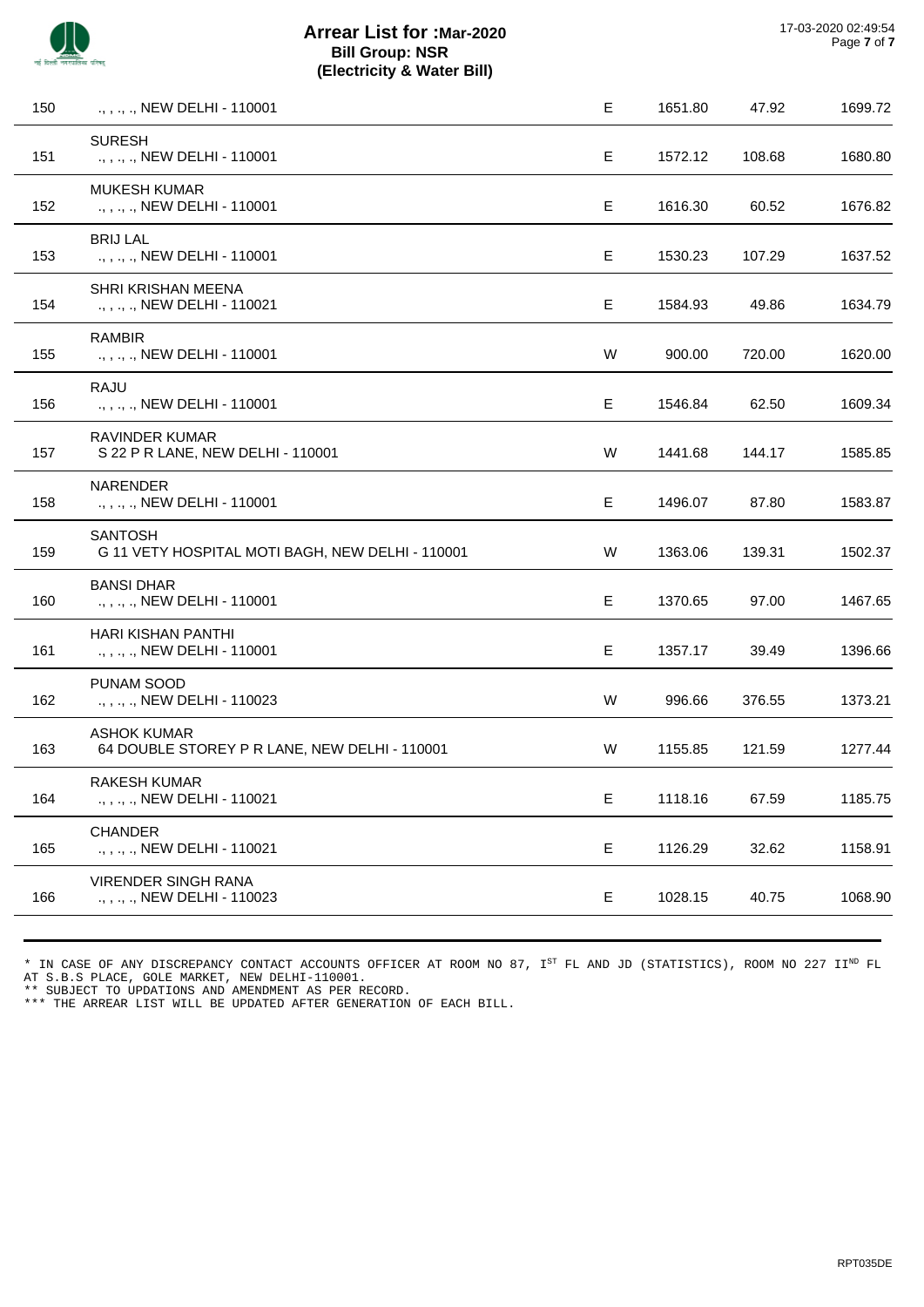# Arrear List for :Mar-2020
## Bill Group: NSR
## (Electricity & Water Bill)

17-03-2020 02:49:54

| | | | | | |
|---|---|---|---|---|---|
| 150 | ., , ., ., NEW DELHI - 110001 | E | 1651.80 | 47.92 | 1699.72 |
| 151 | SURESH<br>., , ., ., NEW DELHI - 110001 | E | 1572.12 | 108.68 | 1680.80 |
| 152 | MUKESH KUMAR<br>., , ., ., NEW DELHI - 110001 | E | 1616.30 | 60.52 | 1676.82 |
| 153 | BRIJ LAL<br>., , ., ., NEW DELHI - 110001 | E | 1530.23 | 107.29 | 1637.52 |
| 154 | SHRI KRISHAN MEENA<br>., , ., ., NEW DELHI - 110021 | E | 1584.93 | 49.86 | 1634.79 |
| 155 | RAMBIR<br>., , ., ., NEW DELHI - 110001 | W | 900.00 | 720.00 | 1620.00 |
| 156 | RAJU<br>., , ., ., NEW DELHI - 110001 | E | 1546.84 | 62.50 | 1609.34 |
| 157 | RAVINDER KUMAR<br>S 22 P R LANE, NEW DELHI - 110001 | W | 1441.68 | 144.17 | 1585.85 |
| 158 | NARENDER<br>., , ., ., NEW DELHI - 110001 | E | 1496.07 | 87.80 | 1583.87 |
| 159 | SANTOSH<br>G 11 VETY HOSPITAL MOTI BAGH, NEW DELHI - 110001 | W | 1363.06 | 139.31 | 1502.37 |
| 160 | BANSI DHAR<br>., , ., ., NEW DELHI - 110001 | E | 1370.65 | 97.00 | 1467.65 |
| 161 | HARI KISHAN PANTHI<br>., , ., ., NEW DELHI - 110001 | E | 1357.17 | 39.49 | 1396.66 |
| 162 | PUNAM SOOD<br>., , ., ., NEW DELHI - 110023 | W | 996.66 | 376.55 | 1373.21 |
| 163 | ASHOK KUMAR<br>64 DOUBLE STOREY P R LANE, NEW DELHI - 110001 | W | 1155.85 | 121.59 | 1277.44 |
| 164 | RAKESH KUMAR<br>., , ., ., NEW DELHI - 110021 | E | 1118.16 | 67.59 | 1185.75 |
| 165 | CHANDER<br>., , ., ., NEW DELHI - 110021 | E | 1126.29 | 32.62 | 1158.91 |
| 166 | VIRENDER SINGH RANA<br>., , ., ., NEW DELHI - 110023 | E | 1028.15 | 40.75 | 1068.90 |

\* IN CASE OF ANY DISCREPANCY CONTACT ACCOUNTS OFFICER AT ROOM NO 87, I[ST] FL AND JD (STATISTICS), ROOM NO 227 II[ND] FL AT S.B.S PLACE, GOLE MARKET, NEW DELHI-110001.

\*\* SUBJECT TO UPDATIONS AND AMENDMENT AS PER RECORD.

\*\*\* THE ARREAR LIST WILL BE UPDATED AFTER GENERATION OF EACH BILL.

RPT035DE